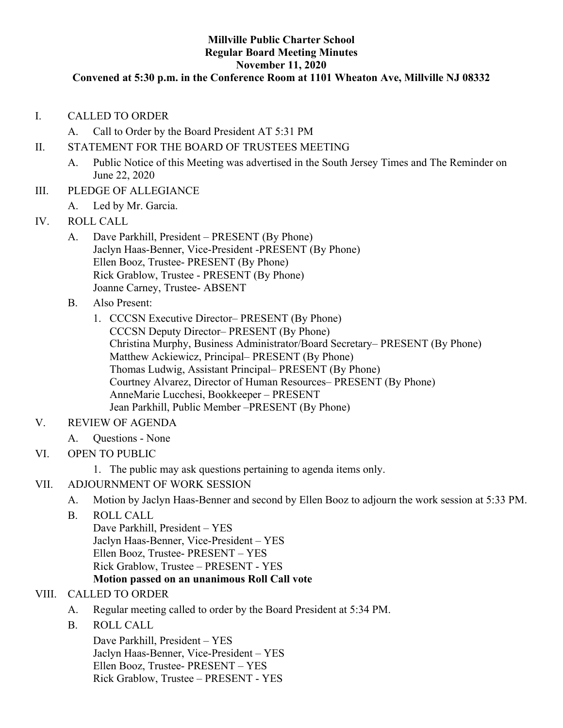# Millville Public Charter School
## Regular Board Meeting Minutes
## November 11, 2020
### Convened at 5:30 p.m. in the Conference Room at 1101 Wheaton Ave, Millville NJ 08332

I. CALLED TO ORDER

   A. Call to Order by the Board President AT 5:31 PM

II. STATEMENT FOR THE BOARD OF TRUSTEES MEETING

   A. Public Notice of this Meeting was advertised in the South Jersey Times and The Reminder on June 22, 2020

III. PLEDGE OF ALLEGIANCE

   A. Led by Mr. Garcia.

IV. ROLL CALL

   A. Dave Parkhill, President – PRESENT (By Phone)
   Jaclyn Haas-Benner, Vice-President -PRESENT (By Phone)
   Ellen Booz, Trustee- PRESENT (By Phone)
   Rick Grablow, Trustee - PRESENT (By Phone)
   Joanne Carney, Trustee- ABSENT

   B. Also Present:

      1. CCCSN Executive Director– PRESENT (By Phone)
      CCCSN Deputy Director– PRESENT (By Phone)
      Christina Murphy, Business Administrator/Board Secretary– PRESENT (By Phone)
      Matthew Ackiewicz, Principal– PRESENT (By Phone)
      Thomas Ludwig, Assistant Principal– PRESENT (By Phone)
      Courtney Alvarez, Director of Human Resources– PRESENT (By Phone)
      AnneMarie Lucchesi, Bookkeeper – PRESENT
      Jean Parkhill, Public Member –PRESENT (By Phone)

V. REVIEW OF AGENDA

   A. Questions - None

VI. OPEN TO PUBLIC

   1. The public may ask questions pertaining to agenda items only.

VII. ADJOURNMENT OF WORK SESSION

   A. Motion by Jaclyn Haas-Benner and second by Ellen Booz to adjourn the work session at 5:33 PM.

   B. ROLL CALL
   Dave Parkhill, President – YES
   Jaclyn Haas-Benner, Vice-President – YES
   Ellen Booz, Trustee- PRESENT – YES
   Rick Grablow, Trustee – PRESENT - YES
   **Motion passed on an unanimous Roll Call vote**

VIII. CALLED TO ORDER

   A. Regular meeting called to order by the Board President at 5:34 PM.

   B. ROLL CALL
   Dave Parkhill, President – YES
   Jaclyn Haas-Benner, Vice-President – YES
   Ellen Booz, Trustee- PRESENT – YES
   Rick Grablow, Trustee – PRESENT - YES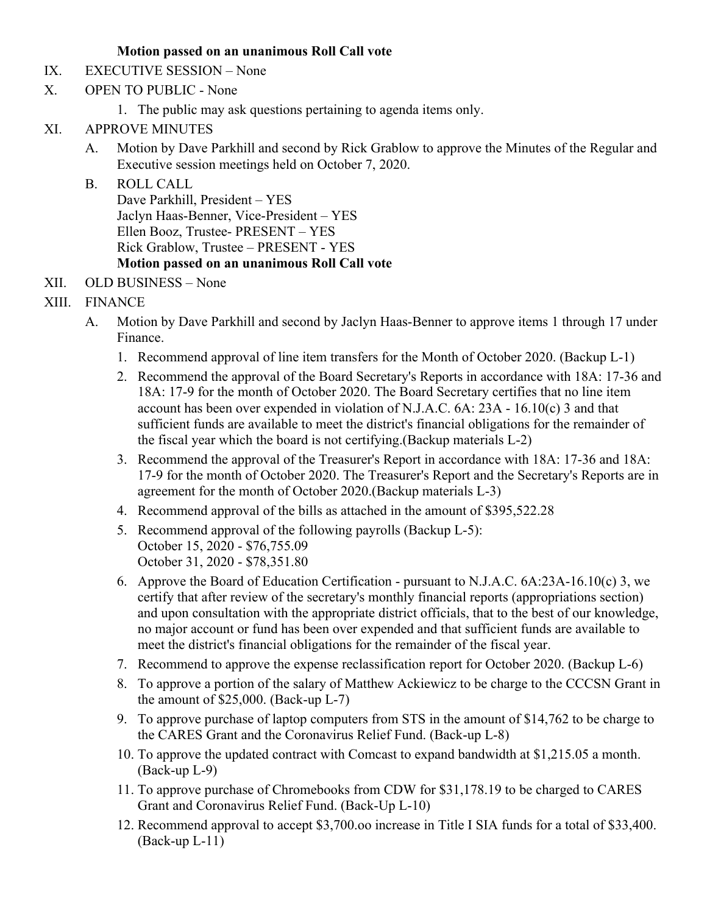**Motion passed on an unanimous Roll Call vote**

IX. EXECUTIVE SESSION – None

X. OPEN TO PUBLIC - None

1. The public may ask questions pertaining to agenda items only.

XI. APPROVE MINUTES

A. Motion by Dave Parkhill and second by Rick Grablow to approve the Minutes of the Regular and Executive session meetings held on October 7, 2020.

B. ROLL CALL
Dave Parkhill, President – YES
Jaclyn Haas-Benner, Vice-President – YES
Ellen Booz, Trustee- PRESENT – YES
Rick Grablow, Trustee – PRESENT - YES
**Motion passed on an unanimous Roll Call vote**

XII. OLD BUSINESS – None

XIII. FINANCE

A. Motion by Dave Parkhill and second by Jaclyn Haas-Benner to approve items 1 through 17 under Finance.

1. Recommend approval of line item transfers for the Month of October 2020. (Backup L-1)
2. Recommend the approval of the Board Secretary's Reports in accordance with 18A: 17-36 and 18A: 17-9 for the month of October 2020. The Board Secretary certifies that no line item account has been over expended in violation of N.J.A.C. 6A: 23A - 16.10(c) 3 and that sufficient funds are available to meet the district's financial obligations for the remainder of the fiscal year which the board is not certifying.(Backup materials L-2)
3. Recommend the approval of the Treasurer's Report in accordance with 18A: 17-36 and 18A: 17-9 for the month of October 2020. The Treasurer's Report and the Secretary's Reports are in agreement for the month of October 2020.(Backup materials L-3)
4. Recommend approval of the bills as attached in the amount of $395,522.28
5. Recommend approval of the following payrolls (Backup L-5):
October 15, 2020 - $76,755.09
October 31, 2020 - $78,351.80
6. Approve the Board of Education Certification - pursuant to N.J.A.C. 6A:23A-16.10(c) 3, we certify that after review of the secretary's monthly financial reports (appropriations section) and upon consultation with the appropriate district officials, that to the best of our knowledge, no major account or fund has been over expended and that sufficient funds are available to meet the district's financial obligations for the remainder of the fiscal year.
7. Recommend to approve the expense reclassification report for October 2020. (Backup L-6)
8. To approve a portion of the salary of Matthew Ackiewicz to be charge to the CCCSN Grant in the amount of $25,000. (Back-up L-7)
9. To approve purchase of laptop computers from STS in the amount of $14,762 to be charge to the CARES Grant and the Coronavirus Relief Fund. (Back-up L-8)
10. To approve the updated contract with Comcast to expand bandwidth at $1,215.05 a month. (Back-up L-9)
11. To approve purchase of Chromebooks from CDW for $31,178.19 to be charged to CARES Grant and Coronavirus Relief Fund. (Back-Up L-10)
12. Recommend approval to accept $3,700.oo increase in Title I SIA funds for a total of $33,400. (Back-up L-11)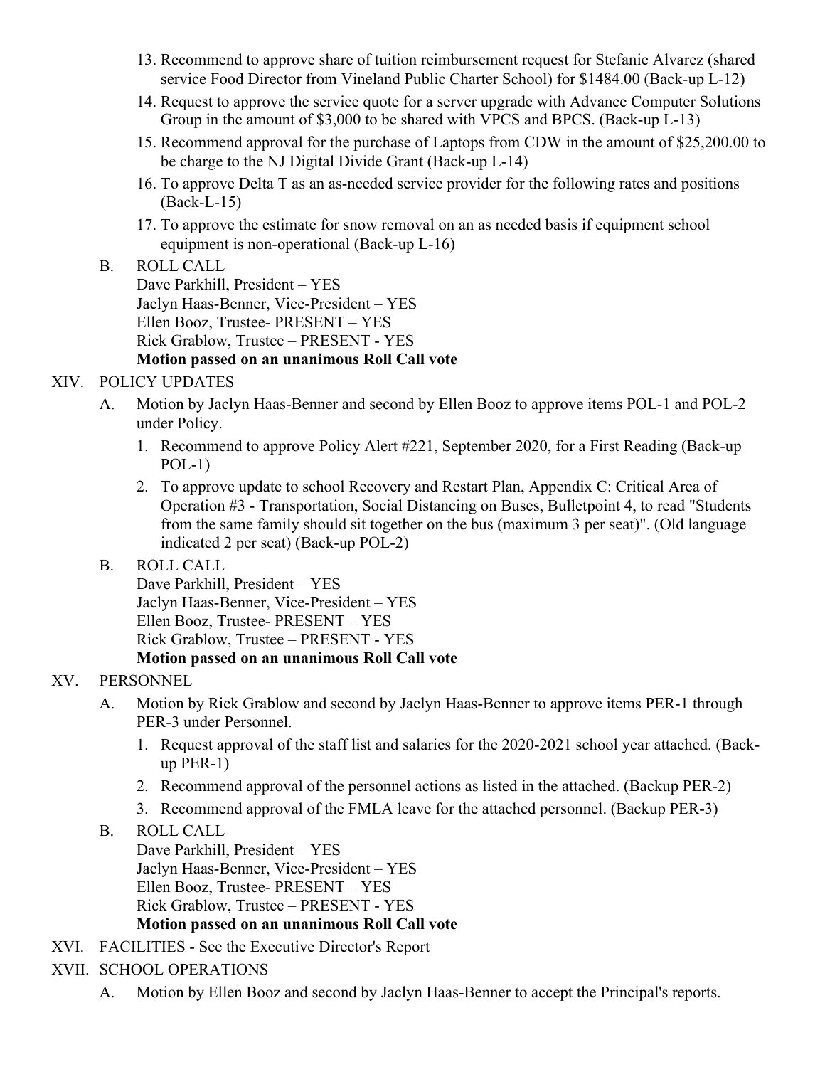13. Recommend to approve share of tuition reimbursement request for Stefanie Alvarez (shared service Food Director from Vineland Public Charter School) for $1484.00 (Back-up L-12)
14. Request to approve the service quote for a server upgrade with Advance Computer Solutions Group in the amount of $3,000 to be shared with VPCS and BPCS. (Back-up L-13)
15. Recommend approval for the purchase of Laptops from CDW in the amount of $25,200.00 to be charge to the NJ Digital Divide Grant (Back-up L-14)
16. To approve Delta T as an as-needed service provider for the following rates and positions (Back-L-15)
17. To approve the estimate for snow removal on an as needed basis if equipment school equipment is non-operational (Back-up L-16)

B. ROLL CALL
Dave Parkhill, President – YES
Jaclyn Haas-Benner, Vice-President – YES
Ellen Booz, Trustee- PRESENT – YES
Rick Grablow, Trustee – PRESENT - YES
**Motion passed on an unanimous Roll Call vote**

XIV. POLICY UPDATES

A. Motion by Jaclyn Haas-Benner and second by Ellen Booz to approve items POL-1 and POL-2 under Policy.

1. Recommend to approve Policy Alert #221, September 2020, for a First Reading (Back-up POL-1)
2. To approve update to school Recovery and Restart Plan, Appendix C: Critical Area of Operation #3 - Transportation, Social Distancing on Buses, Bulletpoint 4, to read "Students from the same family should sit together on the bus (maximum 3 per seat)". (Old language indicated 2 per seat) (Back-up POL-2)

B. ROLL CALL
Dave Parkhill, President – YES
Jaclyn Haas-Benner, Vice-President – YES
Ellen Booz, Trustee- PRESENT – YES
Rick Grablow, Trustee – PRESENT - YES
**Motion passed on an unanimous Roll Call vote**

XV. PERSONNEL

A. Motion by Rick Grablow and second by Jaclyn Haas-Benner to approve items PER-1 through PER-3 under Personnel.

1. Request approval of the staff list and salaries for the 2020-2021 school year attached. (Back-up PER-1)
2. Recommend approval of the personnel actions as listed in the attached. (Backup PER-2)
3. Recommend approval of the FMLA leave for the attached personnel. (Backup PER-3)

B. ROLL CALL
Dave Parkhill, President – YES
Jaclyn Haas-Benner, Vice-President – YES
Ellen Booz, Trustee- PRESENT – YES
Rick Grablow, Trustee – PRESENT - YES
**Motion passed on an unanimous Roll Call vote**

XVI. FACILITIES - See the Executive Director's Report

XVII. SCHOOL OPERATIONS

A. Motion by Ellen Booz and second by Jaclyn Haas-Benner to accept the Principal's reports.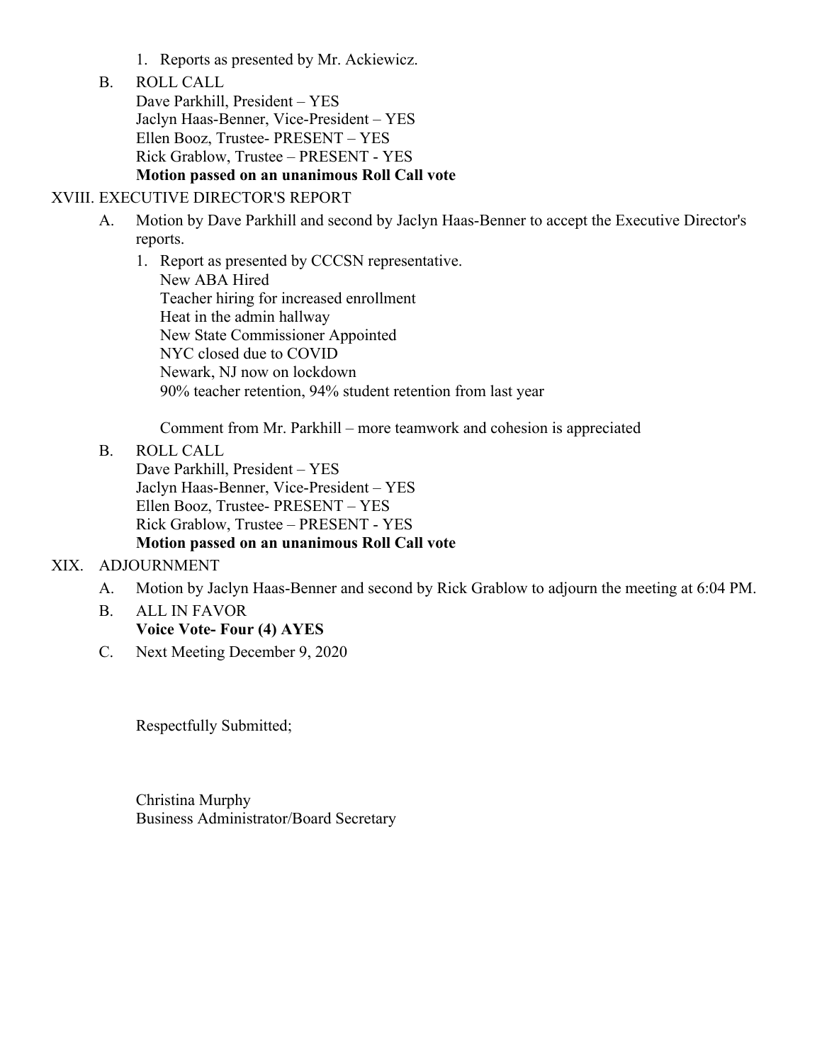1. Reports as presented by Mr. Ackiewicz.

B. ROLL CALL
Dave Parkhill, President – YES
Jaclyn Haas-Benner, Vice-President – YES
Ellen Booz, Trustee- PRESENT – YES
Rick Grablow, Trustee – PRESENT - YES
**Motion passed on an unanimous Roll Call vote**

## XVIII. EXECUTIVE DIRECTOR'S REPORT

A. Motion by Dave Parkhill and second by Jaclyn Haas-Benner to accept the Executive Director's reports.

1. Report as presented by CCCSN representative.
New ABA Hired
Teacher hiring for increased enrollment
Heat in the admin hallway
New State Commissioner Appointed
NYC closed due to COVID
Newark, NJ now on lockdown
90% teacher retention, 94% student retention from last year

Comment from Mr. Parkhill – more teamwork and cohesion is appreciated

B. ROLL CALL
Dave Parkhill, President – YES
Jaclyn Haas-Benner, Vice-President – YES
Ellen Booz, Trustee- PRESENT – YES
Rick Grablow, Trustee – PRESENT - YES
**Motion passed on an unanimous Roll Call vote**

## XIX. ADJOURNMENT

A. Motion by Jaclyn Haas-Benner and second by Rick Grablow to adjourn the meeting at 6:04 PM.

B. ALL IN FAVOR
**Voice Vote- Four (4) AYES**

C. Next Meeting December 9, 2020

Respectfully Submitted;

Christina Murphy
Business Administrator/Board Secretary